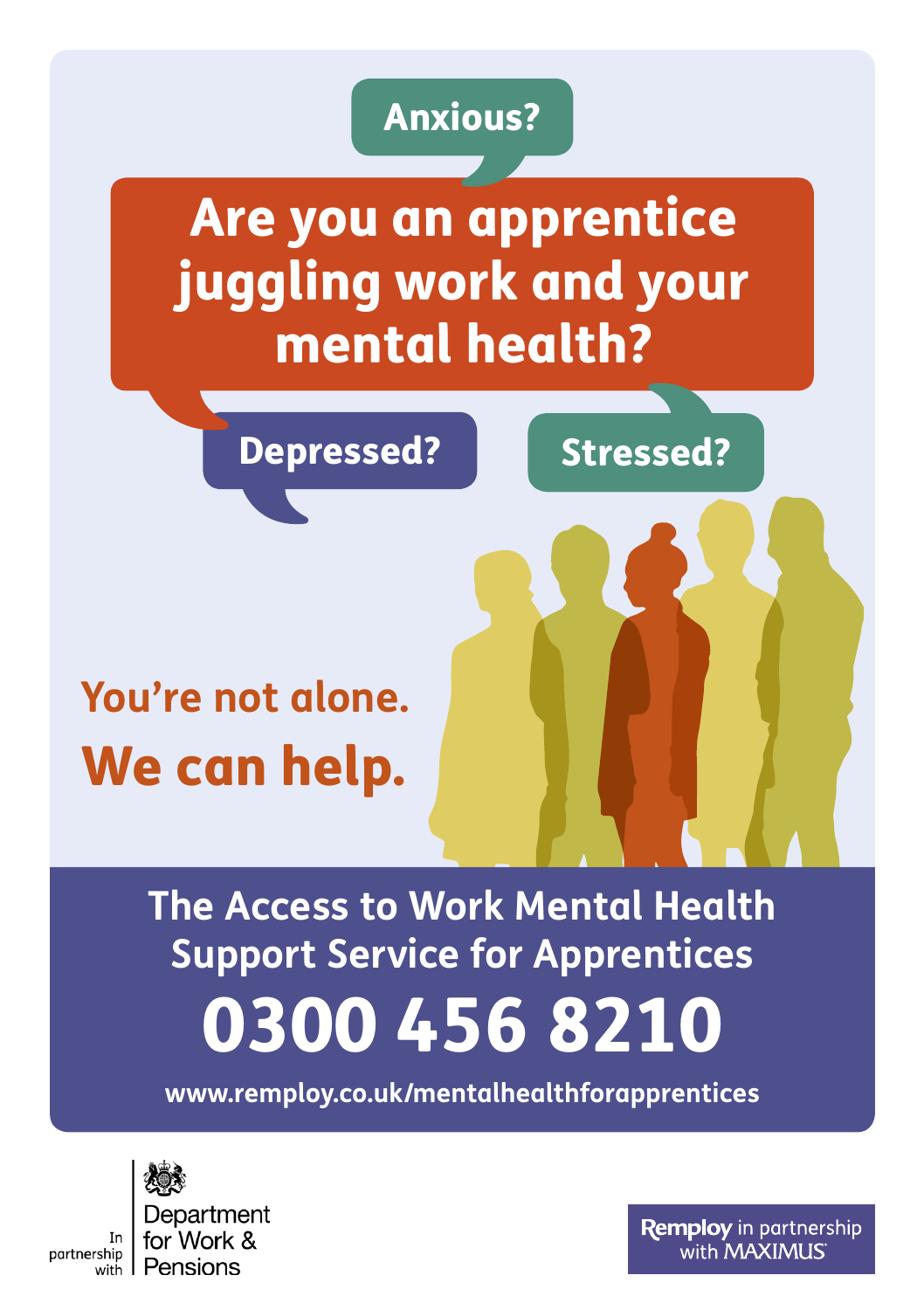Anxious?

# Are you an apprentice juggling work and your mental health?

Depressed?

Stressed?

## You're not alone.

## We can help.

## The Access to Work Mental Health Support Service for Apprentices

# 0300 456 8210

**www.remploy.co.uk/mentalhealthforapprentices**

In partnership with Department for Work & Pensions

Remploy in partnership with MAXIMUS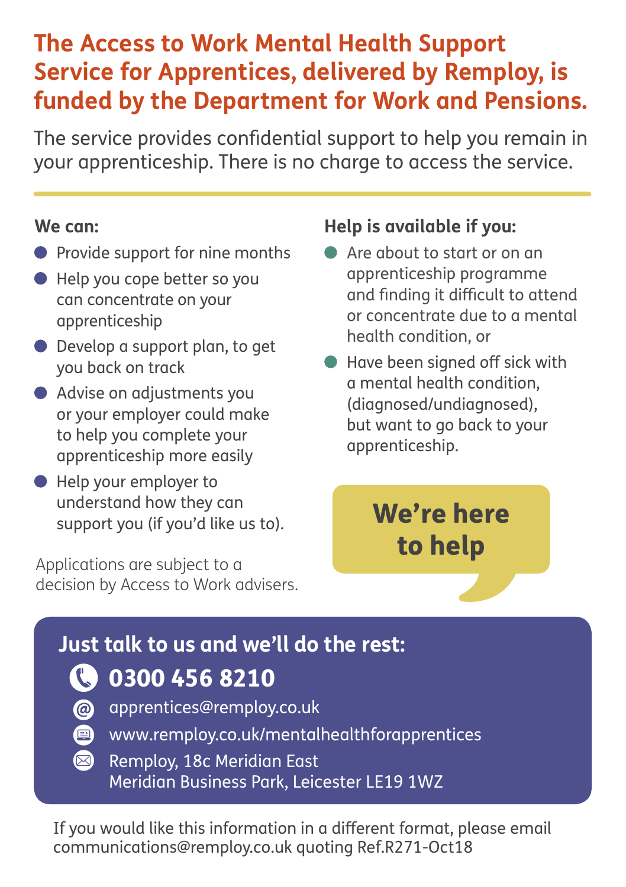# The Access to Work Mental Health Support Service for Apprentices, delivered by Remploy, is funded by the Department for Work and Pensions.

The service provides confidential support to help you remain in your apprenticeship. There is no charge to access the service.

**We can:**

- Provide support for nine months
- Help you cope better so you can concentrate on your apprenticeship
- Develop a support plan, to get you back on track
- Advise on adjustments you or your employer could make to help you complete your apprenticeship more easily
- Help your employer to understand how they can support you (if you'd like us to).

Applications are subject to a decision by Access to Work advisers.

**Help is available if you:**

- Are about to start or on an apprenticeship programme and finding it difficult to attend or concentrate due to a mental health condition, or
- Have been signed off sick with a mental health condition, (diagnosed/undiagnosed), but want to go back to your apprenticeship.

**We're here to help**

## Just talk to us and we'll do the rest:

**0300 456 8210**

apprentices@remploy.co.uk

www.remploy.co.uk/mentalhealthforapprentices

Remploy, 18c Meridian East
Meridian Business Park, Leicester LE19 1WZ

If you would like this information in a different format, please email communications@remploy.co.uk quoting Ref.R271-Oct18